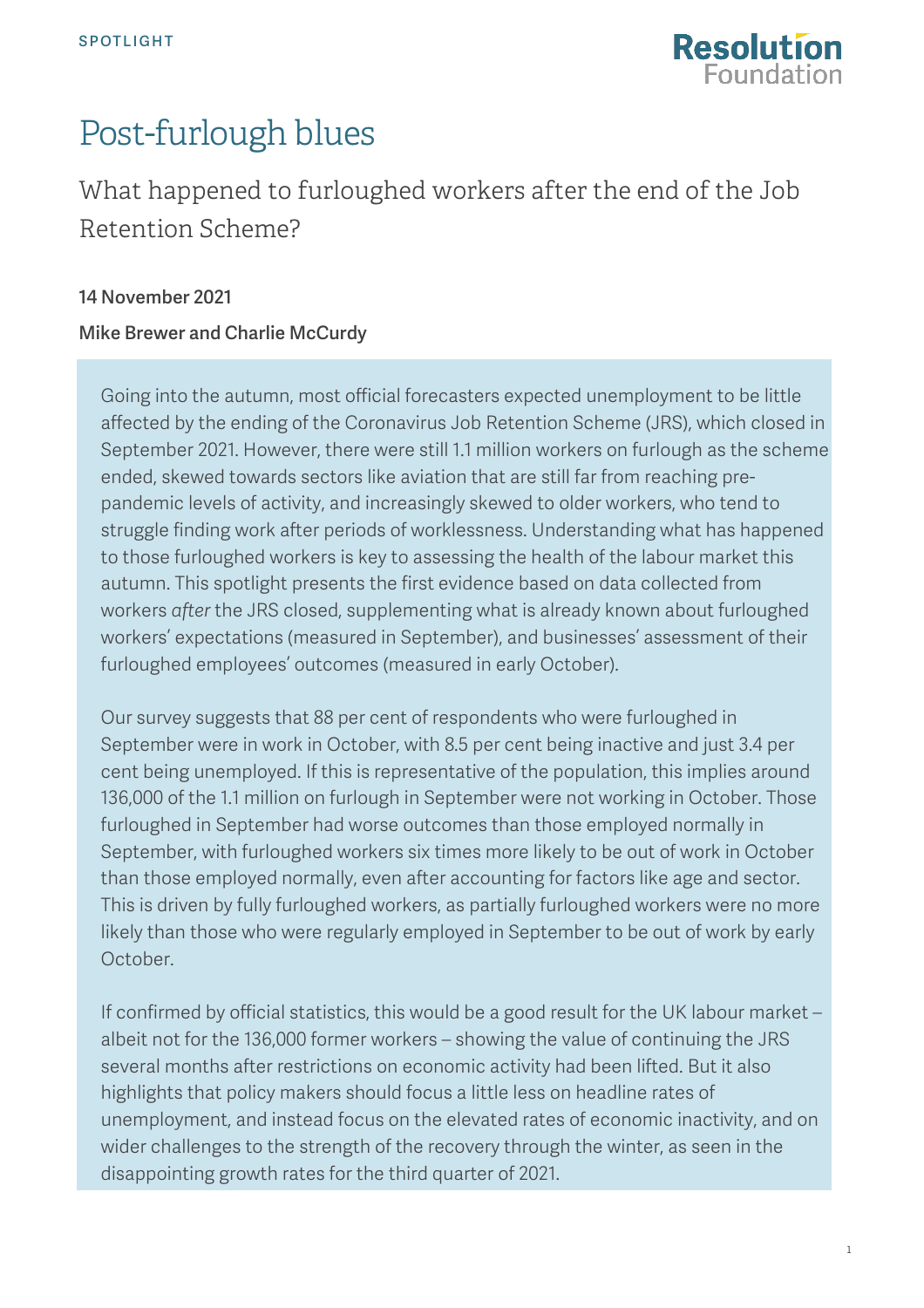SPOTLIGHT

# Post-furlough blues

## What happened to furloughed workers after the end of the Job Retention Scheme?

**14 November 2021**

**Mike Brewer and Charlie McCurdy**

Going into the autumn, most official forecasters expected unemployment to be little affected by the ending of the Coronavirus Job Retention Scheme (JRS), which closed in September 2021. However, there were still 1.1 million workers on furlough as the scheme ended, skewed towards sectors like aviation that are still far from reaching pre-pandemic levels of activity, and increasingly skewed to older workers, who tend to struggle finding work after periods of worklessness. Understanding what has happened to those furloughed workers is key to assessing the health of the labour market this autumn. This spotlight presents the first evidence based on data collected from workers *after* the JRS closed, supplementing what is already known about furloughed workers' expectations (measured in September), and businesses' assessment of their furloughed employees' outcomes (measured in early October).

Our survey suggests that 88 per cent of respondents who were furloughed in September were in work in October, with 8.5 per cent being inactive and just 3.4 per cent being unemployed. If this is representative of the population, this implies around 136,000 of the 1.1 million on furlough in September were not working in October. Those furloughed in September had worse outcomes than those employed normally in September, with furloughed workers six times more likely to be out of work in October than those employed normally, even after accounting for factors like age and sector. This is driven by fully furloughed workers, as partially furloughed workers were no more likely than those who were regularly employed in September to be out of work by early October.

If confirmed by official statistics, this would be a good result for the UK labour market – albeit not for the 136,000 former workers – showing the value of continuing the JRS several months after restrictions on economic activity had been lifted. But it also highlights that policy makers should focus a little less on headline rates of unemployment, and instead focus on the elevated rates of economic inactivity, and on wider challenges to the strength of the recovery through the winter, as seen in the disappointing growth rates for the third quarter of 2021.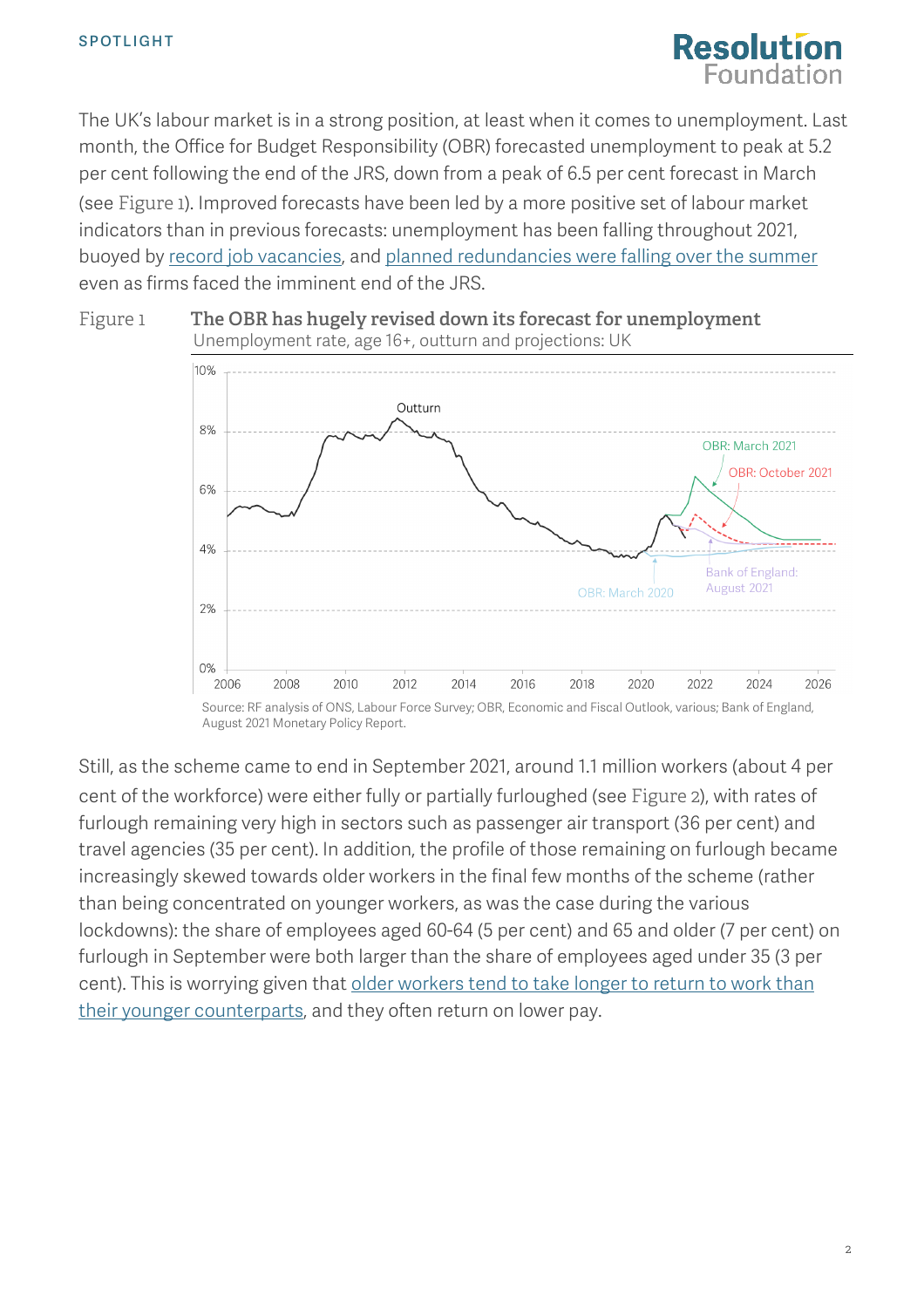The UK's labour market is in a strong position, at least when it comes to unemployment. Last month, the Office for Budget Responsibility (OBR) forecasted unemployment to peak at 5.2 per cent following the end of the JRS, down from a peak of 6.5 per cent forecast in March (see Figure 1). Improved forecasts have been led by a more positive set of labour market indicators than in previous forecasts: unemployment has been falling throughout 2021, buoyed by record job vacancies, and planned redundancies were falling over the summer even as firms faced the imminent end of the JRS.

Figure 1 **The OBR has hugely revised down its forecast for unemployment**

Unemployment rate, age 16+, outturn and projections: UK

Source: RF analysis of ONS, Labour Force Survey; OBR, Economic and Fiscal Outlook, various; Bank of England, August 2021 Monetary Policy Report.

Still, as the scheme came to end in September 2021, around 1.1 million workers (about 4 per cent of the workforce) were either fully or partially furloughed (see Figure 2), with rates of furlough remaining very high in sectors such as passenger air transport (36 per cent) and travel agencies (35 per cent). In addition, the profile of those remaining on furlough became increasingly skewed towards older workers in the final few months of the scheme (rather than being concentrated on younger workers, as was the case during the various lockdowns): the share of employees aged 60-64 (5 per cent) and 65 and older (7 per cent) on furlough in September were both larger than the share of employees aged under 35 (3 per cent). This is worrying given that older workers tend to take longer to return to work than their younger counterparts, and they often return on lower pay.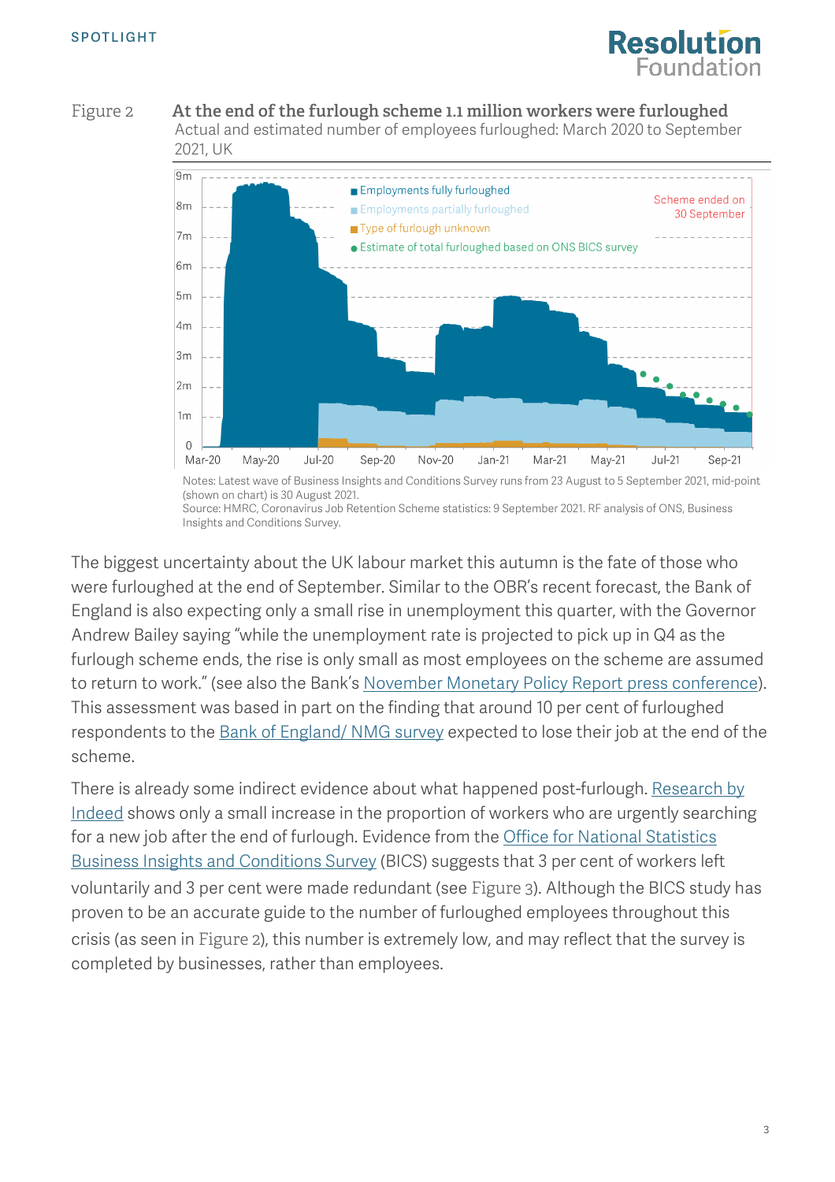Figure 2 **At the end of the furlough scheme 1.1 million workers were furloughed**

Actual and estimated number of employees furloughed: March 2020 to September 2021, UK

Notes: Latest wave of Business Insights and Conditions Survey runs from 23 August to 5 September 2021, mid-point (shown on chart) is 30 August 2021.
Source: HMRC, Coronavirus Job Retention Scheme statistics: 9 September 2021. RF analysis of ONS, Business Insights and Conditions Survey.

The biggest uncertainty about the UK labour market this autumn is the fate of those who were furloughed at the end of September. Similar to the OBR's recent forecast, the Bank of England is also expecting only a small rise in unemployment this quarter, with the Governor Andrew Bailey saying "while the unemployment rate is projected to pick up in Q4 as the furlough scheme ends, the rise is only small as most employees on the scheme are assumed to return to work." (see also the Bank's November Monetary Policy Report press conference). This assessment was based in part on the finding that around 10 per cent of furloughed respondents to the Bank of England/ NMG survey expected to lose their job at the end of the scheme.

There is already some indirect evidence about what happened post-furlough. Research by Indeed shows only a small increase in the proportion of workers who are urgently searching for a new job after the end of furlough. Evidence from the Office for National Statistics Business Insights and Conditions Survey (BICS) suggests that 3 per cent of workers left voluntarily and 3 per cent were made redundant (see Figure 3). Although the BICS study has proven to be an accurate guide to the number of furloughed employees throughout this crisis (as seen in Figure 2), this number is extremely low, and may reflect that the survey is completed by businesses, rather than employees.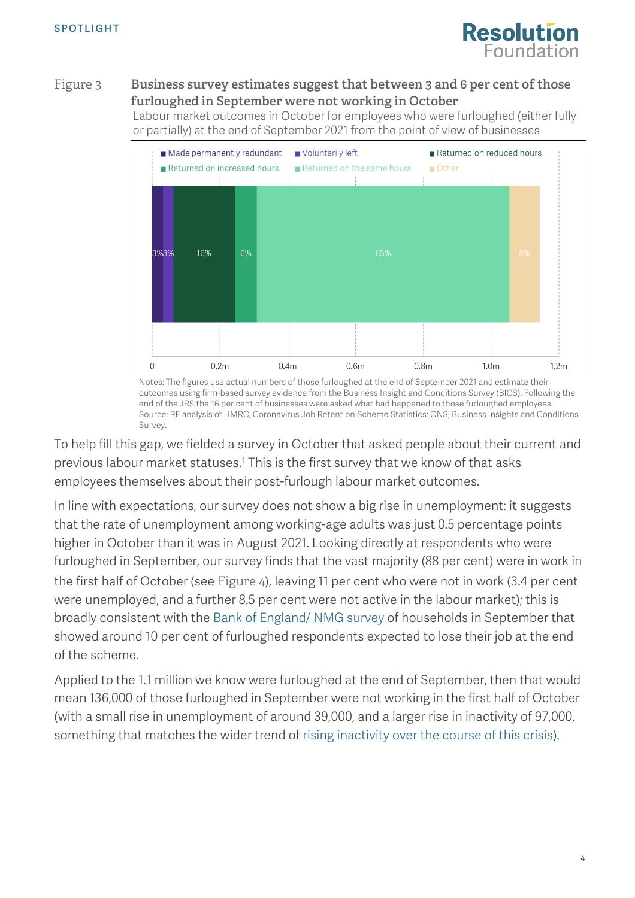Figure 3 **Business survey estimates suggest that between 3 and 6 per cent of those furloughed in September were not working in October**

Labour market outcomes in October for employees who were furloughed (either fully or partially) at the end of September 2021 from the point of view of businesses

| Made permanently redundant | Voluntarily left | Returned on reduced hours | Returned on increased hours | Returned on the same hours | Other |
|---|---|---|---|---|---|
| 3% | 3% | 16% | 6% | 65% | 8% |

Notes: The figures use actual numbers of those furloughed at the end of September 2021 and estimate their outcomes using firm-based survey evidence from the Business Insight and Conditions Survey (BICS). Following the end of the JRS the 16 per cent of businesses were asked what had happened to those furloughed employees.
Source: RF analysis of HMRC, Coronavirus Job Retention Scheme Statistics; ONS, Business Insights and Conditions Survey.

To help fill this gap, we fielded a survey in October that asked people about their current and previous labour market statuses.[1] This is the first survey that we know of that asks employees themselves about their post-furlough labour market outcomes.

In line with expectations, our survey does not show a big rise in unemployment: it suggests that the rate of unemployment among working-age adults was just 0.5 percentage points higher in October than it was in August 2021. Looking directly at respondents who were furloughed in September, our survey finds that the vast majority (88 per cent) were in work in the first half of October (see Figure 4), leaving 11 per cent who were not in work (3.4 per cent were unemployed, and a further 8.5 per cent were not active in the labour market); this is broadly consistent with the Bank of England/ NMG survey of households in September that showed around 10 per cent of furloughed respondents expected to lose their job at the end of the scheme.

Applied to the 1.1 million we know were furloughed at the end of September, then that would mean 136,000 of those furloughed in September were not working in the first half of October (with a small rise in unemployment of around 39,000, and a larger rise in inactivity of 97,000, something that matches the wider trend of rising inactivity over the course of this crisis).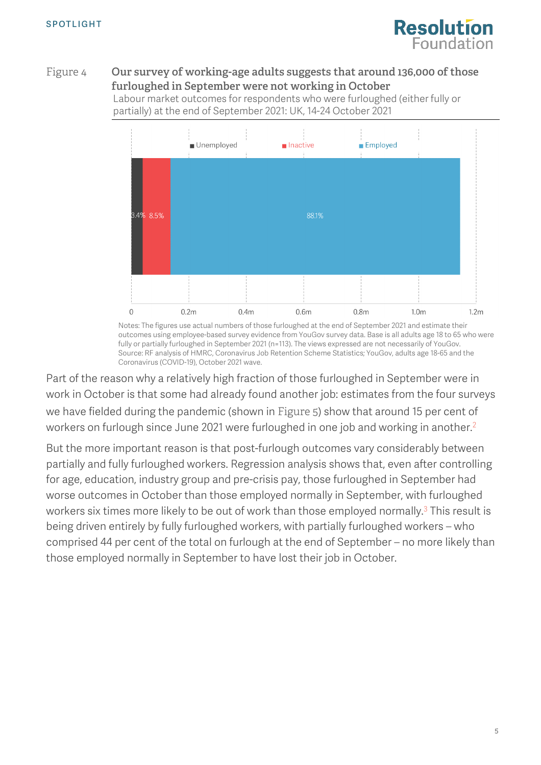Figure 4 **Our survey of working-age adults suggests that around 136,000 of those furloughed in September were not working in October**

Labour market outcomes for respondents who were furloughed (either fully or partially) at the end of September 2021: UK, 14-24 October 2021

| | Unemployed | Inactive | Employed |
|---|---|---|---|
| Share | 3.4% | 8.5% | 88.1% |

Notes: The figures use actual numbers of those furloughed at the end of September 2021 and estimate their outcomes using employee-based survey evidence from YouGov survey data. Base is all adults age 18 to 65 who were fully or partially furloughed in September 2021 (n=113). The views expressed are not necessarily of YouGov.
Source: RF analysis of HMRC, Coronavirus Job Retention Scheme Statistics; YouGov, adults age 18-65 and the Coronavirus (COVID-19), October 2021 wave.

Part of the reason why a relatively high fraction of those furloughed in September were in work in October is that some had already found another job: estimates from the four surveys we have fielded during the pandemic (shown in Figure 5) show that around 15 per cent of workers on furlough since June 2021 were furloughed in one job and working in another.[2]

But the more important reason is that post-furlough outcomes vary considerably between partially and fully furloughed workers. Regression analysis shows that, even after controlling for age, education, industry group and pre-crisis pay, those furloughed in September had worse outcomes in October than those employed normally in September, with furloughed workers six times more likely to be out of work than those employed normally.[3] This result is being driven entirely by fully furloughed workers, with partially furloughed workers – who comprised 44 per cent of the total on furlough at the end of September – no more likely than those employed normally in September to have lost their job in October.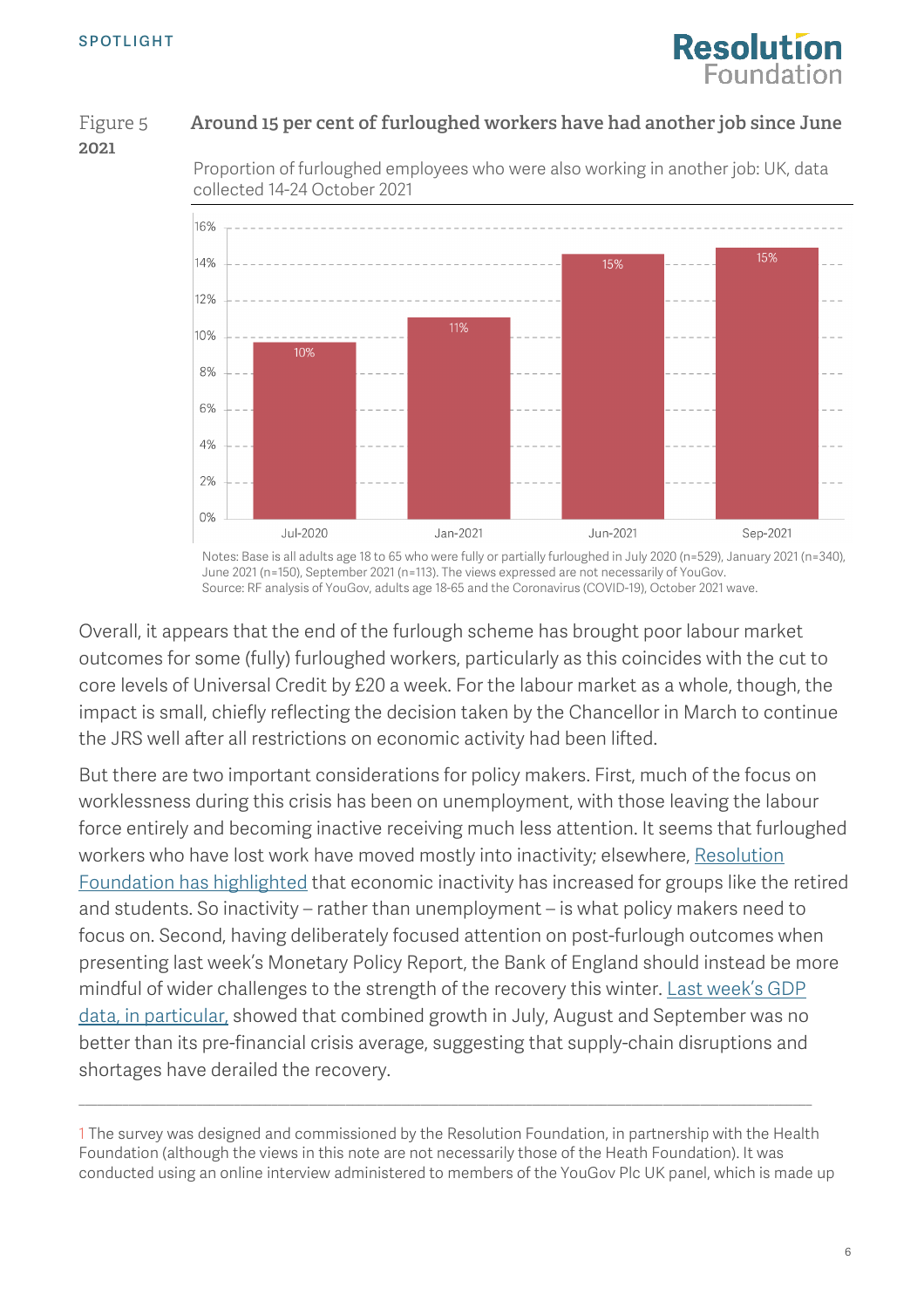Figure 5 **Around 15 per cent of furloughed workers have had another job since June 2021**

Proportion of furloughed employees who were also working in another job: UK, data collected 14-24 October 2021

| | Jul-2020 | Jan-2021 | Jun-2021 | Sep-2021 |
|---|---|---|---|---|
| Proportion | 10% | 11% | 15% | 15% |

Notes: Base is all adults age 18 to 65 who were fully or partially furloughed in July 2020 (n=529), January 2021 (n=340), June 2021 (n=150), September 2021 (n=113). The views expressed are not necessarily of YouGov.
Source: RF analysis of YouGov, adults age 18-65 and the Coronavirus (COVID-19), October 2021 wave.

Overall, it appears that the end of the furlough scheme has brought poor labour market outcomes for some (fully) furloughed workers, particularly as this coincides with the cut to core levels of Universal Credit by £20 a week. For the labour market as a whole, though, the impact is small, chiefly reflecting the decision taken by the Chancellor in March to continue the JRS well after all restrictions on economic activity had been lifted.

But there are two important considerations for policy makers. First, much of the focus on worklessness during this crisis has been on unemployment, with those leaving the labour force entirely and becoming inactive receiving much less attention. It seems that furloughed workers who have lost work have moved mostly into inactivity; elsewhere, Resolution Foundation has highlighted that economic inactivity has increased for groups like the retired and students. So inactivity – rather than unemployment – is what policy makers need to focus on. Second, having deliberately focused attention on post-furlough outcomes when presenting last week's Monetary Policy Report, the Bank of England should instead be more mindful of wider challenges to the strength of the recovery this winter. Last week's GDP data, in particular, showed that combined growth in July, August and September was no better than its pre-financial crisis average, suggesting that supply-chain disruptions and shortages have derailed the recovery.

---

1 The survey was designed and commissioned by the Resolution Foundation, in partnership with the Health Foundation (although the views in this note are not necessarily those of the Heath Foundation). It was conducted using an online interview administered to members of the YouGov Plc UK panel, which is made up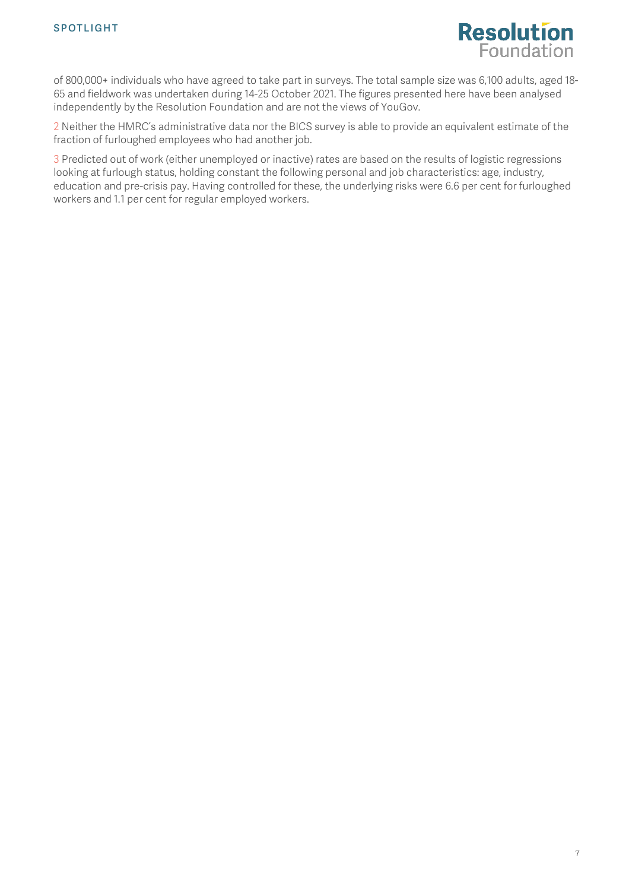of 800,000+ individuals who have agreed to take part in surveys. The total sample size was 6,100 adults, aged 18-65 and fieldwork was undertaken during 14-25 October 2021. The figures presented here have been analysed independently by the Resolution Foundation and are not the views of YouGov.

2 Neither the HMRC's administrative data nor the BICS survey is able to provide an equivalent estimate of the fraction of furloughed employees who had another job.

3 Predicted out of work (either unemployed or inactive) rates are based on the results of logistic regressions looking at furlough status, holding constant the following personal and job characteristics: age, industry, education and pre-crisis pay. Having controlled for these, the underlying risks were 6.6 per cent for furloughed workers and 1.1 per cent for regular employed workers.